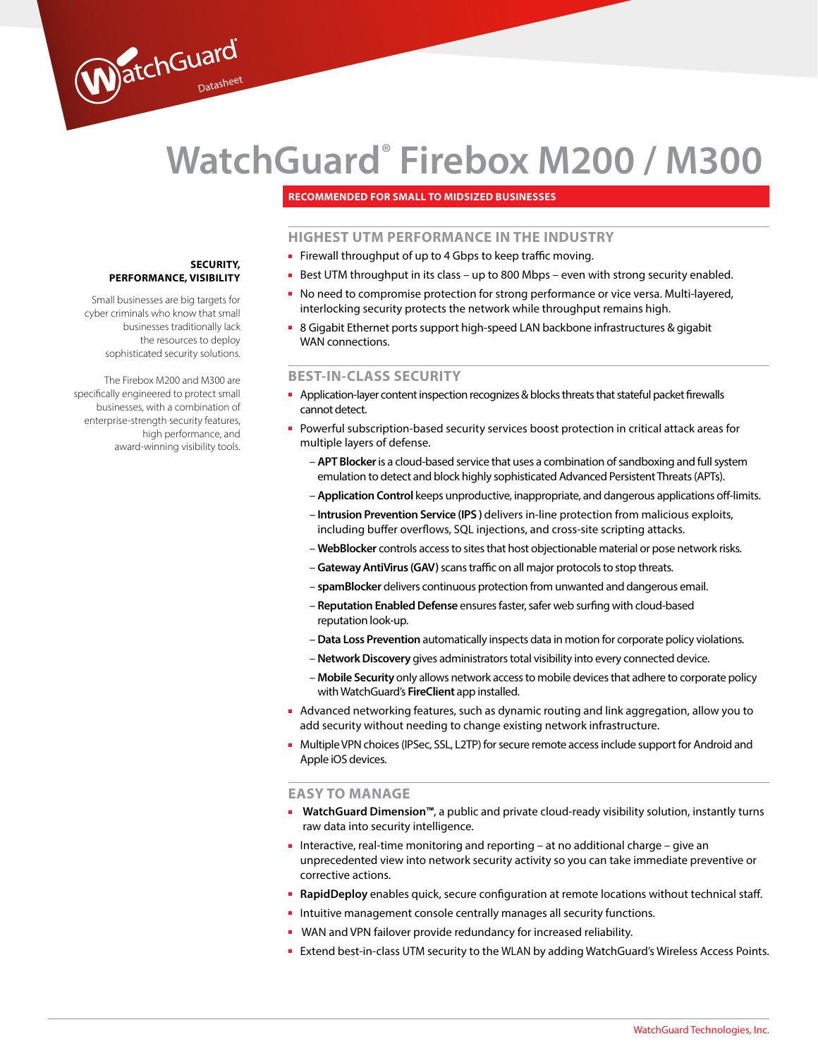# WatchGuard® Firebox M200 / M300

**RECOMMENDED FOR SMALL TO MIDSIZED BUSINESSES**

**SECURITY, PERFORMANCE, VISIBILITY**

Small businesses are big targets for cyber criminals who know that small businesses traditionally lack the resources to deploy sophisticated security solutions.

The Firebox M200 and M300 are specifically engineered to protect small businesses, with a combination of enterprise-strength security features, high performance, and award-winning visibility tools.

## HIGHEST UTM PERFORMANCE IN THE INDUSTRY

- Firewall throughput of up to 4 Gbps to keep traffic moving.
- Best UTM throughput in its class – up to 800 Mbps – even with strong security enabled.
- No need to compromise protection for strong performance or vice versa. Multi-layered, interlocking security protects the network while throughput remains high.
- 8 Gigabit Ethernet ports support high-speed LAN backbone infrastructures & gigabit WAN connections.

## BEST-IN-CLASS SECURITY

- Application-layer content inspection recognizes & blocks threats that stateful packet firewalls cannot detect.
- Powerful subscription-based security services boost protection in critical attack areas for multiple layers of defense.
  - **APT Blocker** is a cloud-based service that uses a combination of sandboxing and full system emulation to detect and block highly sophisticated Advanced Persistent Threats (APTs).
  - **Application Control** keeps unproductive, inappropriate, and dangerous applications off-limits.
  - **Intrusion Prevention Service (IPS )** delivers in-line protection from malicious exploits, including buffer overflows, SQL injections, and cross-site scripting attacks.
  - **WebBlocker** controls access to sites that host objectionable material or pose network risks.
  - **Gateway AntiVirus (GAV)** scans traffic on all major protocols to stop threats.
  - **spamBlocker** delivers continuous protection from unwanted and dangerous email.
  - **Reputation Enabled Defense** ensures faster, safer web surfing with cloud-based reputation look-up.
  - **Data Loss Prevention** automatically inspects data in motion for corporate policy violations.
  - **Network Discovery** gives administrators total visibility into every connected device.
  - **Mobile Security** only allows network access to mobile devices that adhere to corporate policy with WatchGuard's **FireClient** app installed.
- Advanced networking features, such as dynamic routing and link aggregation, allow you to add security without needing to change existing network infrastructure.
- Multiple VPN choices (IPSec, SSL, L2TP) for secure remote access include support for Android and Apple iOS devices.

## EASY TO MANAGE

- **WatchGuard Dimension™**, a public and private cloud-ready visibility solution, instantly turns raw data into security intelligence.
- Interactive, real-time monitoring and reporting – at no additional charge – give an unprecedented view into network security activity so you can take immediate preventive or corrective actions.
- **RapidDeploy** enables quick, secure configuration at remote locations without technical staff.
- Intuitive management console centrally manages all security functions.
- WAN and VPN failover provide redundancy for increased reliability.
- Extend best-in-class UTM security to the WLAN by adding WatchGuard's Wireless Access Points.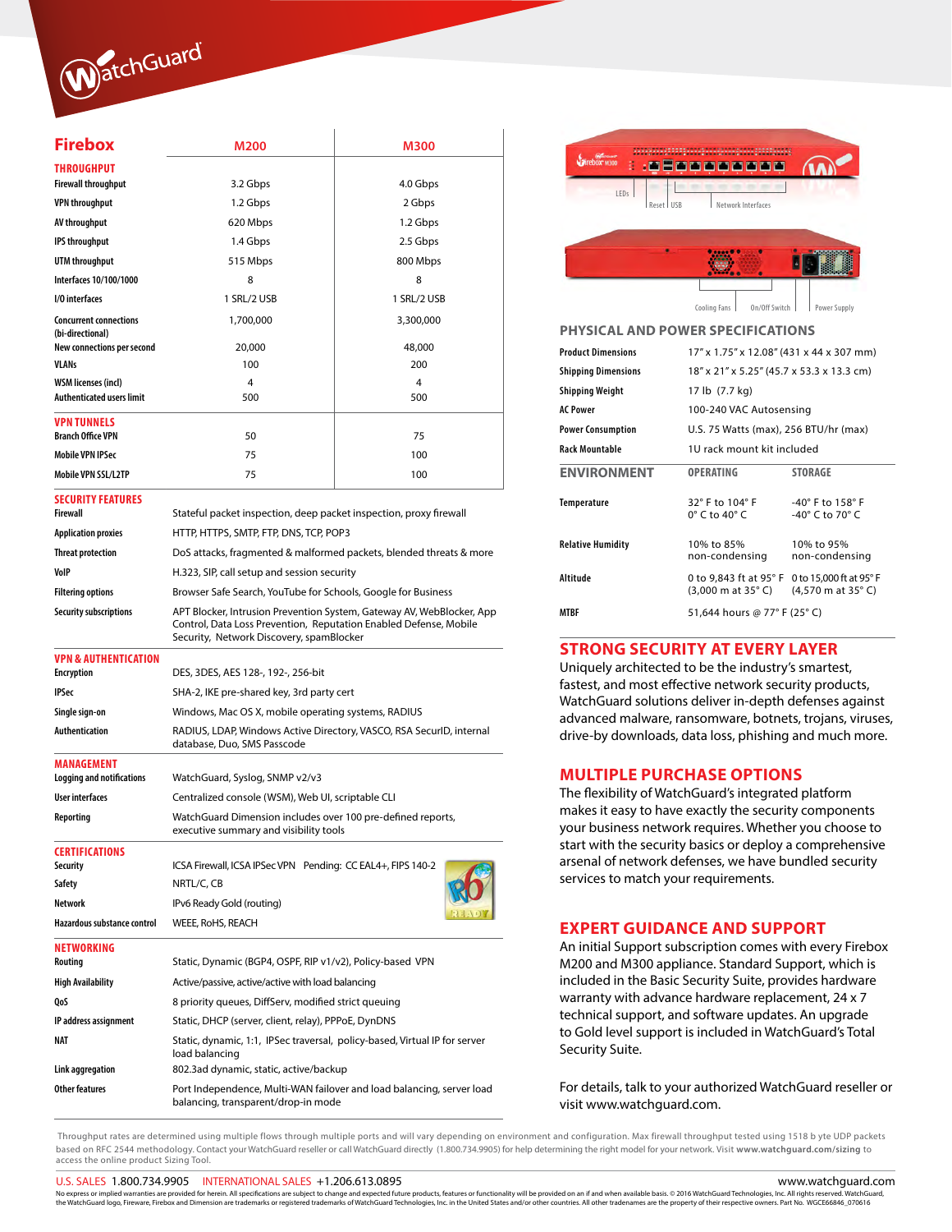# Firebox

| Firebox | M200 | M300 |
|---|---|---|
| **THROUGHPUT** | | |
| Firewall throughput | 3.2 Gbps | 4.0 Gbps |
| VPN throughput | 1.2 Gbps | 2 Gbps |
| AV throughput | 620 Mbps | 1.2 Gbps |
| IPS throughput | 1.4 Gbps | 2.5 Gbps |
| UTM throughput | 515 Mbps | 800 Mbps |
| Interfaces 10/100/1000 | 8 | 8 |
| I/O interfaces | 1 SRL/2 USB | 1 SRL/2 USB |
| Concurrent connections (bi-directional) | 1,700,000 | 3,300,000 |
| New connections per second | 20,000 | 48,000 |
| VLANs | 100 | 200 |
| WSM licenses (incl) | 4 | 4 |
| Authenticated users limit | 500 | 500 |
| **VPN TUNNELS** | | |
| Branch Office VPN | 50 | 75 |
| Mobile VPN IPSec | 75 | 100 |
| Mobile VPN SSL/L2TP | 75 | 100 |

## SECURITY FEATURES

| | |
|---|---|
| Firewall | Stateful packet inspection, deep packet inspection, proxy firewall |
| Application proxies | HTTP, HTTPS, SMTP, FTP, DNS, TCP, POP3 |
| Threat protection | DoS attacks, fragmented & malformed packets, blended threats & more |
| VoIP | H.323, SIP, call setup and session security |
| Filtering options | Browser Safe Search, YouTube for Schools, Google for Business |
| Security subscriptions | APT Blocker, Intrusion Prevention System, Gateway AV, WebBlocker, App Control, Data Loss Prevention, Reputation Enabled Defense, Mobile Security, Network Discovery, spamBlocker |

## VPN & AUTHENTICATION

| | |
|---|---|
| Encryption | DES, 3DES, AES 128-, 192-, 256-bit |
| IPSec | SHA-2, IKE pre-shared key, 3rd party cert |
| Single sign-on | Windows, Mac OS X, mobile operating systems, RADIUS |
| Authentication | RADIUS, LDAP, Windows Active Directory, VASCO, RSA SecurID, internal database, Duo, SMS Passcode |

## MANAGEMENT

| | |
|---|---|
| Logging and notifications | WatchGuard, Syslog, SNMP v2/v3 |
| User interfaces | Centralized console (WSM), Web UI, scriptable CLI |
| Reporting | WatchGuard Dimension includes over 100 pre-defined reports, executive summary and visibility tools |

## CERTIFICATIONS

| | |
|---|---|
| Security | ICSA Firewall, ICSA IPSec VPN Pending: CC EAL4+, FIPS 140-2 |
| Safety | NRTL/C, CB |
| Network | IPv6 Ready Gold (routing) |
| Hazardous substance control | WEEE, RoHS, REACH |

## NETWORKING

| | |
|---|---|
| Routing | Static, Dynamic (BGP4, OSPF, RIP v1/v2), Policy-based VPN |
| High Availability | Active/passive, active/active with load balancing |
| QoS | 8 priority queues, DiffServ, modified strict queuing |
| IP address assignment | Static, DHCP (server, client, relay), PPPoE, DynDNS |
| NAT | Static, dynamic, 1:1, IPSec traversal, policy-based, Virtual IP for server load balancing |
| Link aggregation | 802.3ad dynamic, static, active/backup |
| Other features | Port Independence, Multi-WAN failover and load balancing, server load balancing, transparent/drop-in mode |

LEDs | Reset | USB | Network Interfaces

Cooling Fans | On/Off Switch | Power Supply

## PHYSICAL AND POWER SPECIFICATIONS

| | |
|---|---|
| Product Dimensions | 17" x 1.75" x 12.08" (431 x 44 x 307 mm) |
| Shipping Dimensions | 18" x 21" x 5.25" (45.7 x 53.3 x 13.3 cm) |
| Shipping Weight | 17 lb (7.7 kg) |
| AC Power | 100-240 VAC Autosensing |
| Power Consumption | U.S. 75 Watts (max), 256 BTU/hr (max) |
| Rack Mountable | 1U rack mount kit included |

| ENVIRONMENT | OPERATING | STORAGE |
|---|---|---|
| Temperature | 32° F to 104° F<br>0° C to 40° C | -40° F to 158° F<br>-40° C to 70° C |
| Relative Humidity | 10% to 85% non-condensing | 10% to 95% non-condensing |
| Altitude | 0 to 9,843 ft at 95° F (3,000 m at 35° C) | 0 to 15,000 ft at 95° F (4,570 m at 35° C) |
| MTBF | 51,644 hours @ 77° F (25° C) | |

## STRONG SECURITY AT EVERY LAYER

Uniquely architected to be the industry's smartest, fastest, and most effective network security products, WatchGuard solutions deliver in-depth defenses against advanced malware, ransomware, botnets, trojans, viruses, drive-by downloads, data loss, phishing and much more.

## MULTIPLE PURCHASE OPTIONS

The flexibility of WatchGuard's integrated platform makes it easy to have exactly the security components your business network requires. Whether you choose to start with the security basics or deploy a comprehensive arsenal of network defenses, we have bundled security services to match your requirements.

## EXPERT GUIDANCE AND SUPPORT

An initial Support subscription comes with every Firebox M200 and M300 appliance. Standard Support, which is included in the Basic Security Suite, provides hardware warranty with advance hardware replacement, 24 x 7 technical support, and software updates. An upgrade to Gold level support is included in WatchGuard's Total Security Suite.

For details, talk to your authorized WatchGuard reseller or visit www.watchguard.com.

Throughput rates are determined using multiple flows through multiple ports and will vary depending on environment and configuration. Max firewall throughput tested using 1518 byte UDP packets based on RFC 2544 methodology. Contact your WatchGuard reseller or call WatchGuard directly (1.800.734.9905) for help determining the right model for your network. Visit **www.watchguard.com/sizing** to access the online product Sizing Tool.

U.S. SALES 1.800.734.9905 INTERNATIONAL SALES +1.206.613.0895 www.watchguard.com

No express or implied warranties are provided for herein. All specifications are subject to change and expected future products, features or functionality will be provided on an if and when available basis. © 2016 WatchGuard Technologies, Inc. All rights reserved. WatchGuard, the WatchGuard logo, Fireware, Firebox and Dimension are trademarks or registered trademarks of WatchGuard Technologies, Inc. in the United States and/or other countries. All other tradenames are the property of their respective owners. Part No. WGCE66846_070616